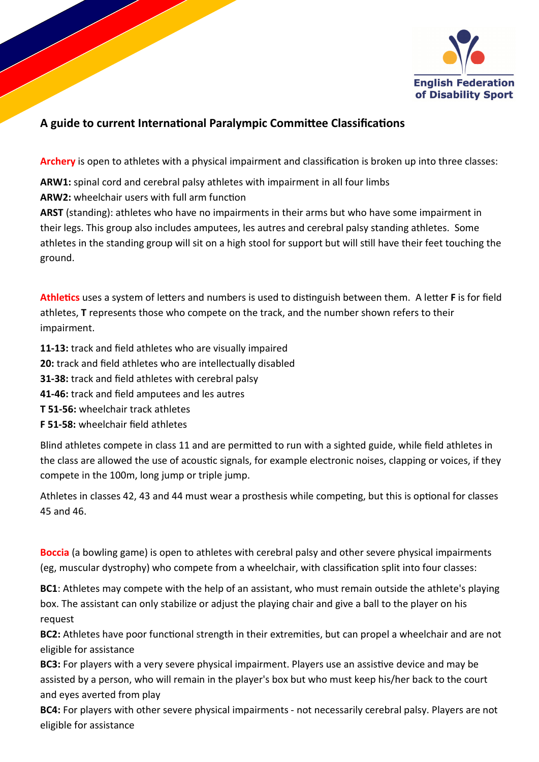English Federation of Disability Sport

## A guide to current International Paralympic Committee Classifications

**Archery** is open to athletes with a physical impairment and classification is broken up into three classes:

**ARW1:** spinal cord and cerebral palsy athletes with impairment in all four limbs
**ARW2:** wheelchair users with full arm function
**ARST** (standing): athletes who have no impairments in their arms but who have some impairment in their legs. This group also includes amputees, les autres and cerebral palsy standing athletes. Some athletes in the standing group will sit on a high stool for support but will still have their feet touching the ground.

**Athletics** uses a system of letters and numbers is used to distinguish between them. A letter **F** is for field athletes, **T** represents those who compete on the track, and the number shown refers to their impairment.

**11-13:** track and field athletes who are visually impaired
**20:** track and field athletes who are intellectually disabled
**31-38:** track and field athletes with cerebral palsy
**41-46:** track and field amputees and les autres
**T 51-56:** wheelchair track athletes
**F 51-58:** wheelchair field athletes

Blind athletes compete in class 11 and are permitted to run with a sighted guide, while field athletes in the class are allowed the use of acoustic signals, for example electronic noises, clapping or voices, if they compete in the 100m, long jump or triple jump.

Athletes in classes 42, 43 and 44 must wear a prosthesis while competing, but this is optional for classes 45 and 46.

**Boccia** (a bowling game) is open to athletes with cerebral palsy and other severe physical impairments (eg, muscular dystrophy) who compete from a wheelchair, with classification split into four classes:

**BC1**: Athletes may compete with the help of an assistant, who must remain outside the athlete's playing box. The assistant can only stabilize or adjust the playing chair and give a ball to the player on his request
**BC2:** Athletes have poor functional strength in their extremities, but can propel a wheelchair and are not eligible for assistance
**BC3:** For players with a very severe physical impairment. Players use an assistive device and may be assisted by a person, who will remain in the player's box but who must keep his/her back to the court and eyes averted from play
**BC4:** For players with other severe physical impairments - not necessarily cerebral palsy. Players are not eligible for assistance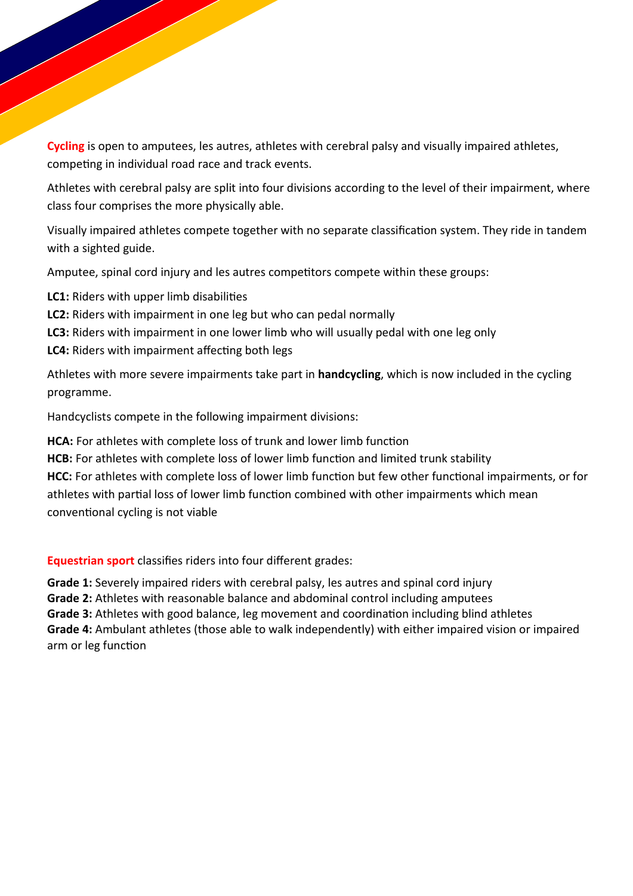**Cycling** is open to amputees, les autres, athletes with cerebral palsy and visually impaired athletes, competing in individual road race and track events.

Athletes with cerebral palsy are split into four divisions according to the level of their impairment, where class four comprises the more physically able.

Visually impaired athletes compete together with no separate classification system. They ride in tandem with a sighted guide.

Amputee, spinal cord injury and les autres competitors compete within these groups:

**LC1:** Riders with upper limb disabilities
**LC2:** Riders with impairment in one leg but who can pedal normally
**LC3:** Riders with impairment in one lower limb who will usually pedal with one leg only
**LC4:** Riders with impairment affecting both legs

Athletes with more severe impairments take part in **handcycling**, which is now included in the cycling programme.

Handcyclists compete in the following impairment divisions:

**HCA:** For athletes with complete loss of trunk and lower limb function
**HCB:** For athletes with complete loss of lower limb function and limited trunk stability
**HCC:** For athletes with complete loss of lower limb function but few other functional impairments, or for athletes with partial loss of lower limb function combined with other impairments which mean conventional cycling is not viable

**Equestrian sport** classifies riders into four different grades:

**Grade 1:** Severely impaired riders with cerebral palsy, les autres and spinal cord injury
**Grade 2:** Athletes with reasonable balance and abdominal control including amputees
**Grade 3:** Athletes with good balance, leg movement and coordination including blind athletes
**Grade 4:** Ambulant athletes (those able to walk independently) with either impaired vision or impaired arm or leg function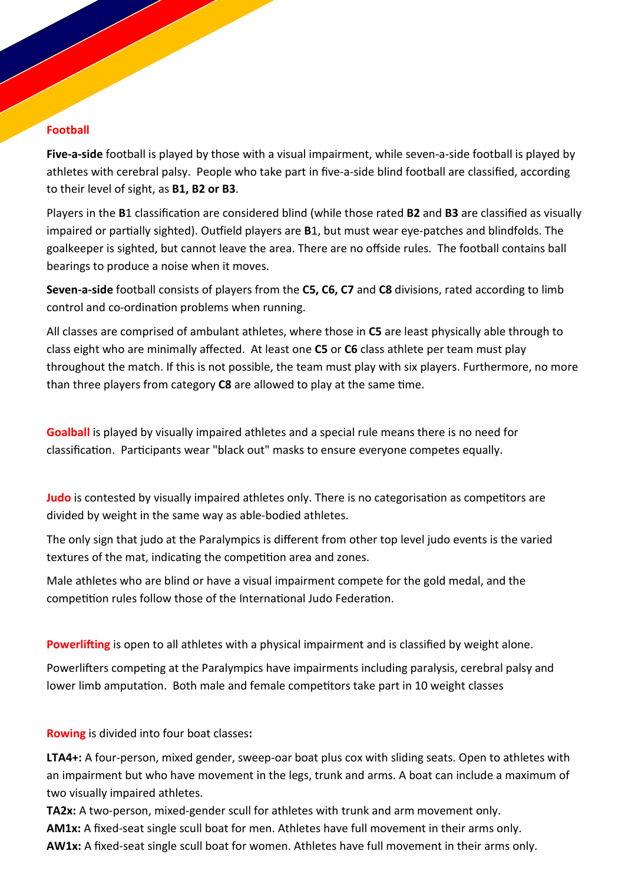## Football

**Five-a-side** football is played by those with a visual impairment, while seven-a-side football is played by athletes with cerebral palsy. People who take part in five-a-side blind football are classified, according to their level of sight, as **B1, B2 or B3**.

Players in the **B**1 classification are considered blind (while those rated **B2** and **B3** are classified as visually impaired or partially sighted). Outfield players are **B**1, but must wear eye-patches and blindfolds. The goalkeeper is sighted, but cannot leave the area. There are no offside rules. The football contains ball bearings to produce a noise when it moves.

**Seven-a-side** football consists of players from the **C5, C6, C7** and **C8** divisions, rated according to limb control and co-ordination problems when running.

All classes are comprised of ambulant athletes, where those in **C5** are least physically able through to class eight who are minimally affected. At least one **C5** or **C6** class athlete per team must play throughout the match. If this is not possible, the team must play with six players. Furthermore, no more than three players from category **C8** are allowed to play at the same time.

**Goalball** is played by visually impaired athletes and a special rule means there is no need for classification. Participants wear "black out" masks to ensure everyone competes equally.

**Judo** is contested by visually impaired athletes only. There is no categorisation as competitors are divided by weight in the same way as able-bodied athletes.

The only sign that judo at the Paralympics is different from other top level judo events is the varied textures of the mat, indicating the competition area and zones.

Male athletes who are blind or have a visual impairment compete for the gold medal, and the competition rules follow those of the International Judo Federation.

**Powerlifting** is open to all athletes with a physical impairment and is classified by weight alone.

Powerlifters competing at the Paralympics have impairments including paralysis, cerebral palsy and lower limb amputation. Both male and female competitors take part in 10 weight classes

**Rowing** is divided into four boat classes**:**

**LTA4+:** A four-person, mixed gender, sweep-oar boat plus cox with sliding seats. Open to athletes with an impairment but who have movement in the legs, trunk and arms. A boat can include a maximum of two visually impaired athletes.
**TA2x:** A two-person, mixed-gender scull for athletes with trunk and arm movement only.
**AM1x:** A fixed-seat single scull boat for men. Athletes have full movement in their arms only.
**AW1x:** A fixed-seat single scull boat for women. Athletes have full movement in their arms only.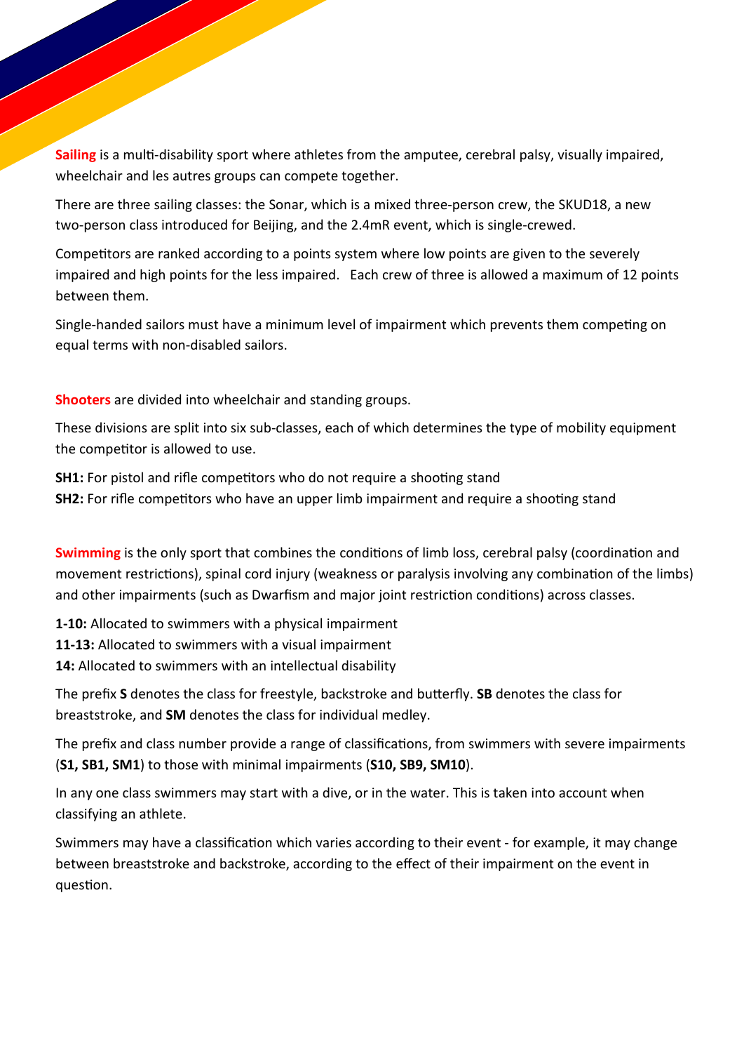**Sailing** is a multi-disability sport where athletes from the amputee, cerebral palsy, visually impaired, wheelchair and les autres groups can compete together.

There are three sailing classes: the Sonar, which is a mixed three-person crew, the SKUD18, a new two-person class introduced for Beijing, and the 2.4mR event, which is single-crewed.

Competitors are ranked according to a points system where low points are given to the severely impaired and high points for the less impaired. Each crew of three is allowed a maximum of 12 points between them.

Single-handed sailors must have a minimum level of impairment which prevents them competing on equal terms with non-disabled sailors.

**Shooters** are divided into wheelchair and standing groups.

These divisions are split into six sub-classes, each of which determines the type of mobility equipment the competitor is allowed to use.

**SH1:** For pistol and rifle competitors who do not require a shooting stand
**SH2:** For rifle competitors who have an upper limb impairment and require a shooting stand

**Swimming** is the only sport that combines the conditions of limb loss, cerebral palsy (coordination and movement restrictions), spinal cord injury (weakness or paralysis involving any combination of the limbs) and other impairments (such as Dwarfism and major joint restriction conditions) across classes.

**1-10:** Allocated to swimmers with a physical impairment
**11-13:** Allocated to swimmers with a visual impairment
**14:** Allocated to swimmers with an intellectual disability

The prefix **S** denotes the class for freestyle, backstroke and butterfly. **SB** denotes the class for breaststroke, and **SM** denotes the class for individual medley.

The prefix and class number provide a range of classifications, from swimmers with severe impairments (**S1, SB1, SM1**) to those with minimal impairments (**S10, SB9, SM10**).

In any one class swimmers may start with a dive, or in the water. This is taken into account when classifying an athlete.

Swimmers may have a classification which varies according to their event - for example, it may change between breaststroke and backstroke, according to the effect of their impairment on the event in question.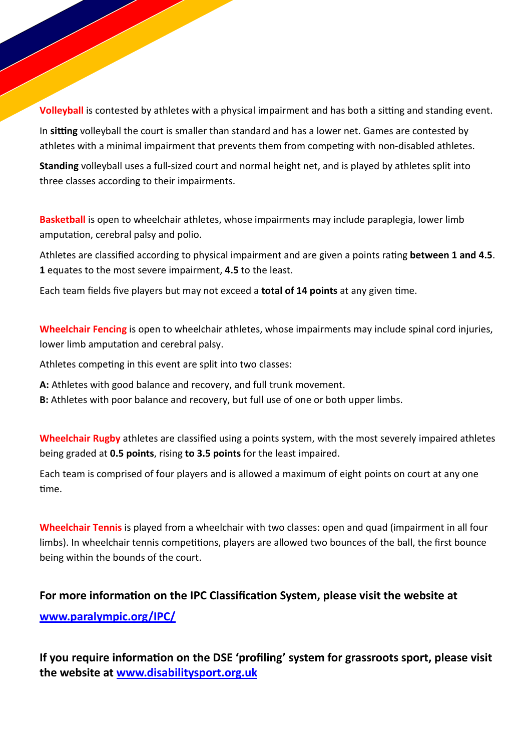**Volleyball** is contested by athletes with a physical impairment and has both a sitting and standing event.

In **sitting** volleyball the court is smaller than standard and has a lower net. Games are contested by athletes with a minimal impairment that prevents them from competing with non-disabled athletes.

**Standing** volleyball uses a full-sized court and normal height net, and is played by athletes split into three classes according to their impairments.

**Basketball** is open to wheelchair athletes, whose impairments may include paraplegia, lower limb amputation, cerebral palsy and polio.

Athletes are classified according to physical impairment and are given a points rating **between 1 and 4.5**. **1** equates to the most severe impairment, **4.5** to the least.

Each team fields five players but may not exceed a **total of 14 points** at any given time.

**Wheelchair Fencing** is open to wheelchair athletes, whose impairments may include spinal cord injuries, lower limb amputation and cerebral palsy.

Athletes competing in this event are split into two classes:

**A:** Athletes with good balance and recovery, and full trunk movement.
**B:** Athletes with poor balance and recovery, but full use of one or both upper limbs.

**Wheelchair Rugby** athletes are classified using a points system, with the most severely impaired athletes being graded at **0.5 points**, rising **to 3.5 points** for the least impaired.

Each team is comprised of four players and is allowed a maximum of eight points on court at any one time.

**Wheelchair Tennis** is played from a wheelchair with two classes: open and quad (impairment in all four limbs). In wheelchair tennis competitions, players are allowed two bounces of the ball, the first bounce being within the bounds of the court.

**For more information on the IPC Classification System, please visit the website at [www.paralympic.org/IPC/](www.paralympic.org/IPC/)**

**If you require information on the DSE 'profiling' system for grassroots sport, please visit the website at [www.disabilitysport.org.uk](www.disabilitysport.org.uk)**